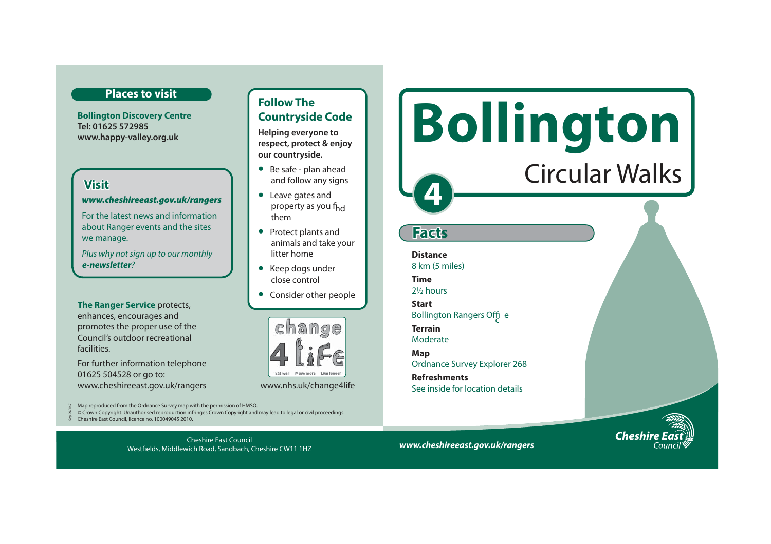# Bollington

## Circular Walks

4

## Facts

**Distance**
8 km (5 miles)

**Time**
2½ hours

**Start**
Bollington Rangers Office

**Terrain**
Moderate

**Map**
Ordnance Survey Explorer 268

**Refreshments**
See inside for location details

## Places to visit

**Bollington Discovery Centre**
**Tel: 01625 572985**
**www.happy-valley.org.uk**

## Visit

***www.cheshireeast.gov.uk/rangers***

For the latest news and information about Ranger events and the sites we manage.

*Plus why not sign up to our monthly **e-newsletter**?*

**The Ranger Service** protects, enhances, encourages and promotes the proper use of the Council's outdoor recreational facilities.

For further information telephone 01625 504528 or go to: www.cheshireeast.gov.uk/rangers

## Follow The Countryside Code

**Helping everyone to respect, protect & enjoy our countryside.**

- Be safe - plan ahead and follow any signs
- Leave gates and property as you find them
- Protect plants and animals and take your litter home
- Keep dogs under close control
- Consider other people

change 4 life
Eat well Move more Live longer

www.nhs.uk/change4life

Map reproduced from the Ordnance Survey map with the permission of HMSO.
© Crown Copyright. Unauthorised reproduction infringes Crown Copyright and may lead to legal or civil proceedings.
Cheshire East Council, licence no. 100049045 2010.

Sep 09/167

Cheshire East Council
Westfields, Middlewich Road, Sandbach, Cheshire CW11 1HZ

***www.cheshireeast.gov.uk/rangers***

Cheshire East Council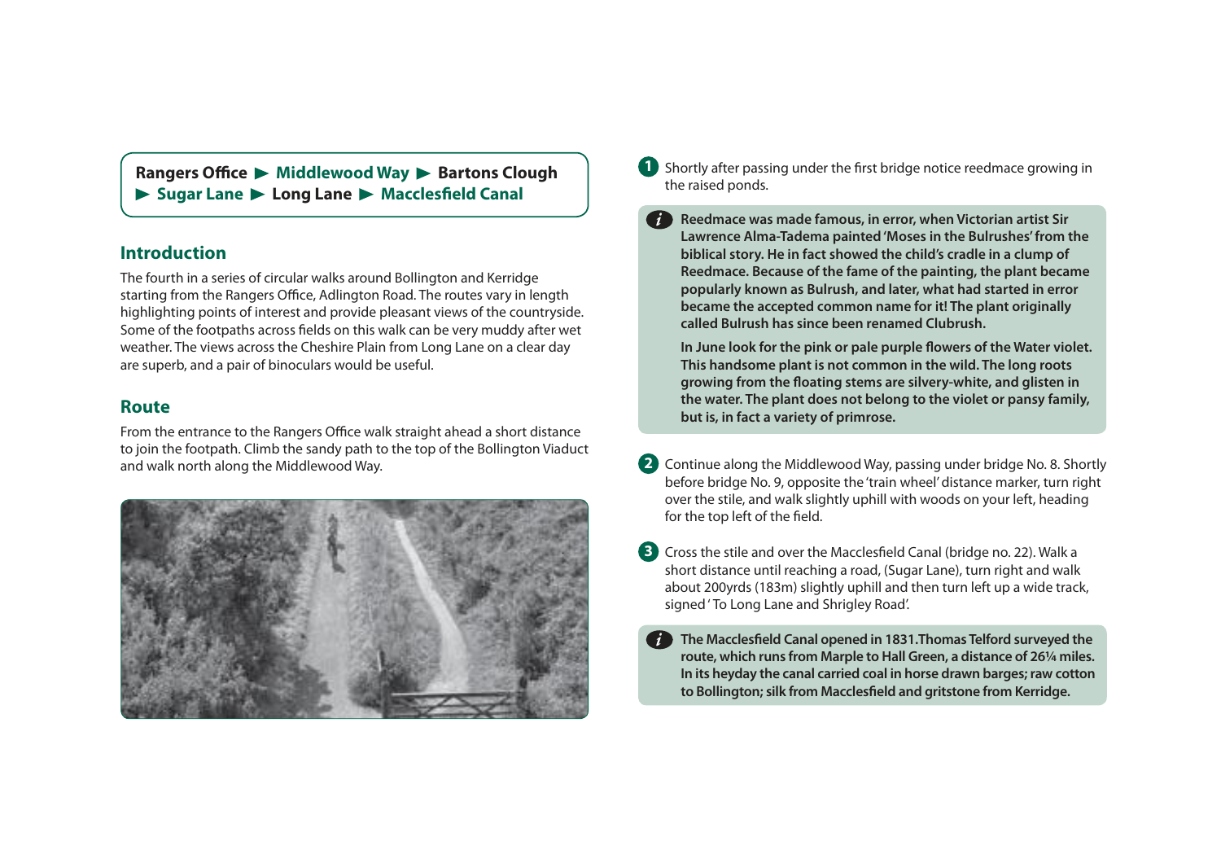**Rangers Office ▶ Middlewood Way ▶ Bartons Clough ▶ Sugar Lane ▶ Long Lane ▶ Macclesfield Canal**

## Introduction

The fourth in a series of circular walks around Bollington and Kerridge starting from the Rangers Office, Adlington Road. The routes vary in length highlighting points of interest and provide pleasant views of the countryside. Some of the footpaths across fields on this walk can be very muddy after wet weather. The views across the Cheshire Plain from Long Lane on a clear day are superb, and a pair of binoculars would be useful.

## Route

From the entrance to the Rangers Office walk straight ahead a short distance to join the footpath. Climb the sandy path to the top of the Bollington Viaduct and walk north along the Middlewood Way.

**1** Shortly after passing under the first bridge notice reedmace growing in the raised ponds.

> **i** **Reedmace was made famous, in error, when Victorian artist Sir Lawrence Alma-Tadema painted 'Moses in the Bulrushes' from the biblical story. He in fact showed the child's cradle in a clump of Reedmace. Because of the fame of the painting, the plant became popularly known as Bulrush, and later, what had started in error became the accepted common name for it! The plant originally called Bulrush has since been renamed Clubrush.**
>
> **In June look for the pink or pale purple flowers of the Water violet. This handsome plant is not common in the wild. The long roots growing from the floating stems are silvery-white, and glisten in the water. The plant does not belong to the violet or pansy family, but is, in fact a variety of primrose.**

**2** Continue along the Middlewood Way, passing under bridge No. 8. Shortly before bridge No. 9, opposite the 'train wheel' distance marker, turn right over the stile, and walk slightly uphill with woods on your left, heading for the top left of the field.

**3** Cross the stile and over the Macclesfield Canal (bridge no. 22). Walk a short distance until reaching a road, (Sugar Lane), turn right and walk about 200yrds (183m) slightly uphill and then turn left up a wide track, signed ' To Long Lane and Shrigley Road'.

> **i** **The Macclesfield Canal opened in 1831. Thomas Telford surveyed the route, which runs from Marple to Hall Green, a distance of 26¼ miles. In its heyday the canal carried coal in horse drawn barges; raw cotton to Bollington; silk from Macclesfield and gritstone from Kerridge.**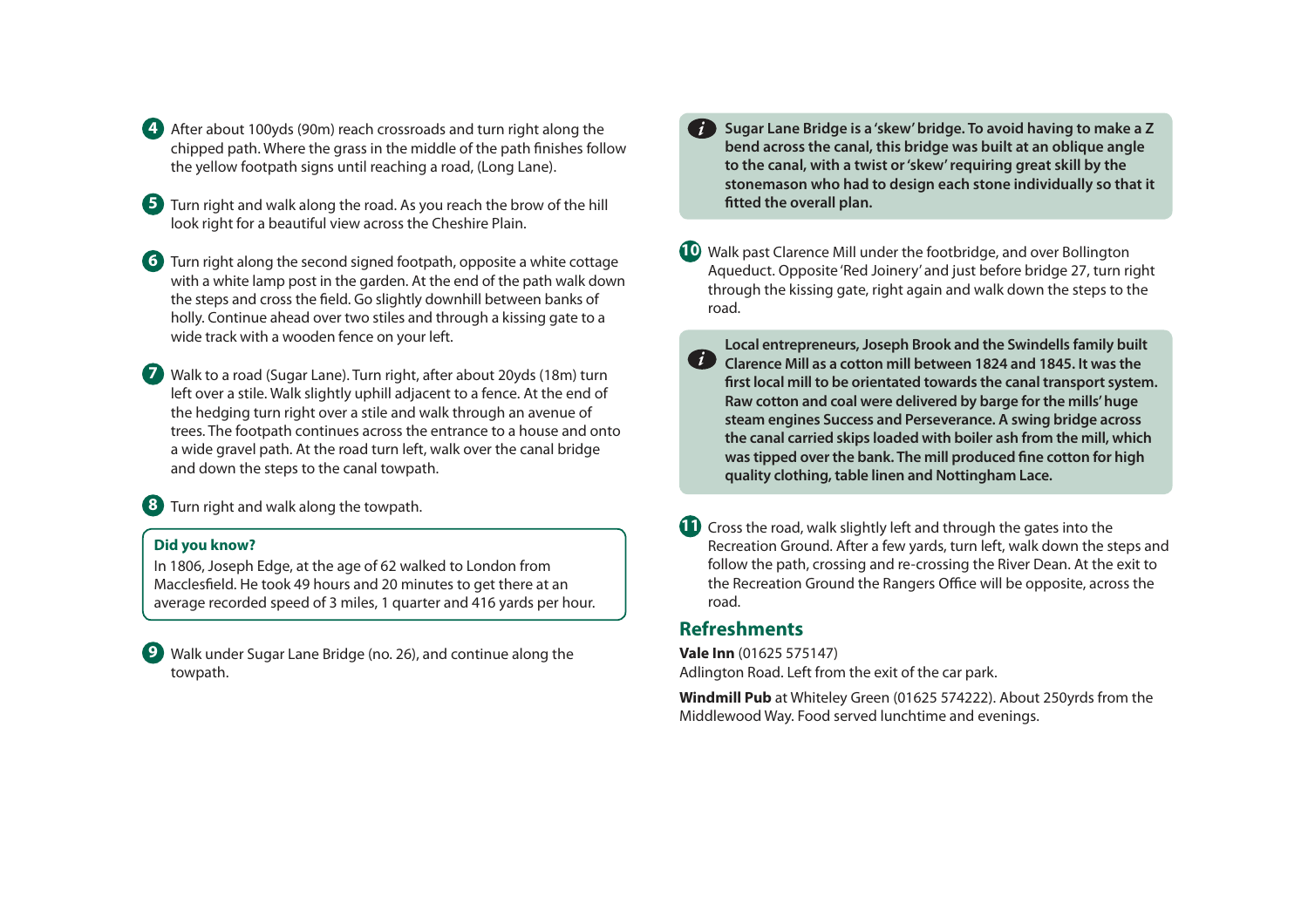**4** After about 100yds (90m) reach crossroads and turn right along the chipped path. Where the grass in the middle of the path finishes follow the yellow footpath signs until reaching a road, (Long Lane).

**5** Turn right and walk along the road. As you reach the brow of the hill look right for a beautiful view across the Cheshire Plain.

**6** Turn right along the second signed footpath, opposite a white cottage with a white lamp post in the garden. At the end of the path walk down the steps and cross the field. Go slightly downhill between banks of holly. Continue ahead over two stiles and through a kissing gate to a wide track with a wooden fence on your left.

**7** Walk to a road (Sugar Lane). Turn right, after about 20yds (18m) turn left over a stile. Walk slightly uphill adjacent to a fence. At the end of the hedging turn right over a stile and walk through an avenue of trees. The footpath continues across the entrance to a house and onto a wide gravel path. At the road turn left, walk over the canal bridge and down the steps to the canal towpath.

**8** Turn right and walk along the towpath.

> **Did you know?**
> In 1806, Joseph Edge, at the age of 62 walked to London from Macclesfield. He took 49 hours and 20 minutes to get there at an average recorded speed of 3 miles, 1 quarter and 416 yards per hour.

**9** Walk under Sugar Lane Bridge (no. 26), and continue along the towpath.

> *i* **Sugar Lane Bridge is a 'skew' bridge. To avoid having to make a Z bend across the canal, this bridge was built at an oblique angle to the canal, with a twist or 'skew' requiring great skill by the stonemason who had to design each stone individually so that it fitted the overall plan.**

**10** Walk past Clarence Mill under the footbridge, and over Bollington Aqueduct. Opposite 'Red Joinery' and just before bridge 27, turn right through the kissing gate, right again and walk down the steps to the road.

> *i* **Local entrepreneurs, Joseph Brook and the Swindells family built Clarence Mill as a cotton mill between 1824 and 1845. It was the first local mill to be orientated towards the canal transport system. Raw cotton and coal were delivered by barge for the mills' huge steam engines Success and Perseverance. A swing bridge across the canal carried skips loaded with boiler ash from the mill, which was tipped over the bank. The mill produced fine cotton for high quality clothing, table linen and Nottingham Lace.**

**11** Cross the road, walk slightly left and through the gates into the Recreation Ground. After a few yards, turn left, walk down the steps and follow the path, crossing and re-crossing the River Dean. At the exit to the Recreation Ground the Rangers Office will be opposite, across the road.

## Refreshments

**Vale Inn** (01625 575147)
Adlington Road. Left from the exit of the car park.

**Windmill Pub** at Whiteley Green (01625 574222). About 250yrds from the Middlewood Way. Food served lunchtime and evenings.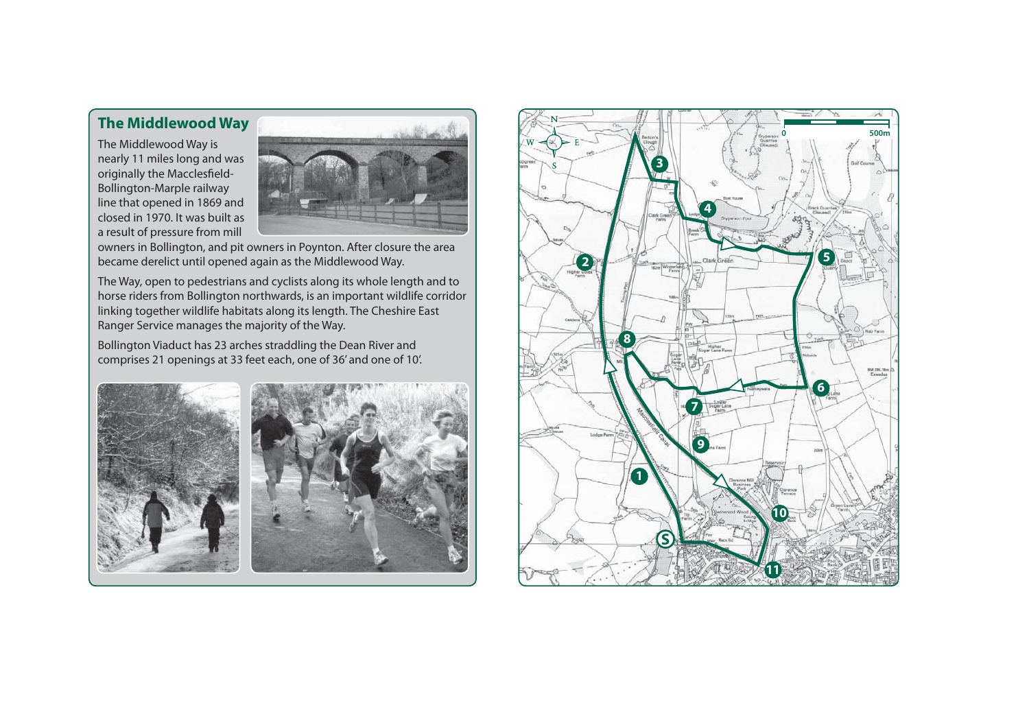## The Middlewood Way

The Middlewood Way is nearly 11 miles long and was originally the Macclesfield-Bollington-Marple railway line that opened in 1869 and closed in 1970. It was built as a result of pressure from mill owners in Bollington, and pit owners in Poynton. After closure the area became derelict until opened again as the Middlewood Way.

The Way, open to pedestrians and cyclists along its whole length and to horse riders from Bollington northwards, is an important wildlife corridor linking together wildlife habitats along its length. The Cheshire East Ranger Service manages the majority of the Way.

Bollington Viaduct has 23 arches straddling the Dean River and comprises 21 openings at 33 feet each, one of 36' and one of 10'.

N
W E
S

0
500m

S
1
2
3
4
5
6
7
8
9
10
11